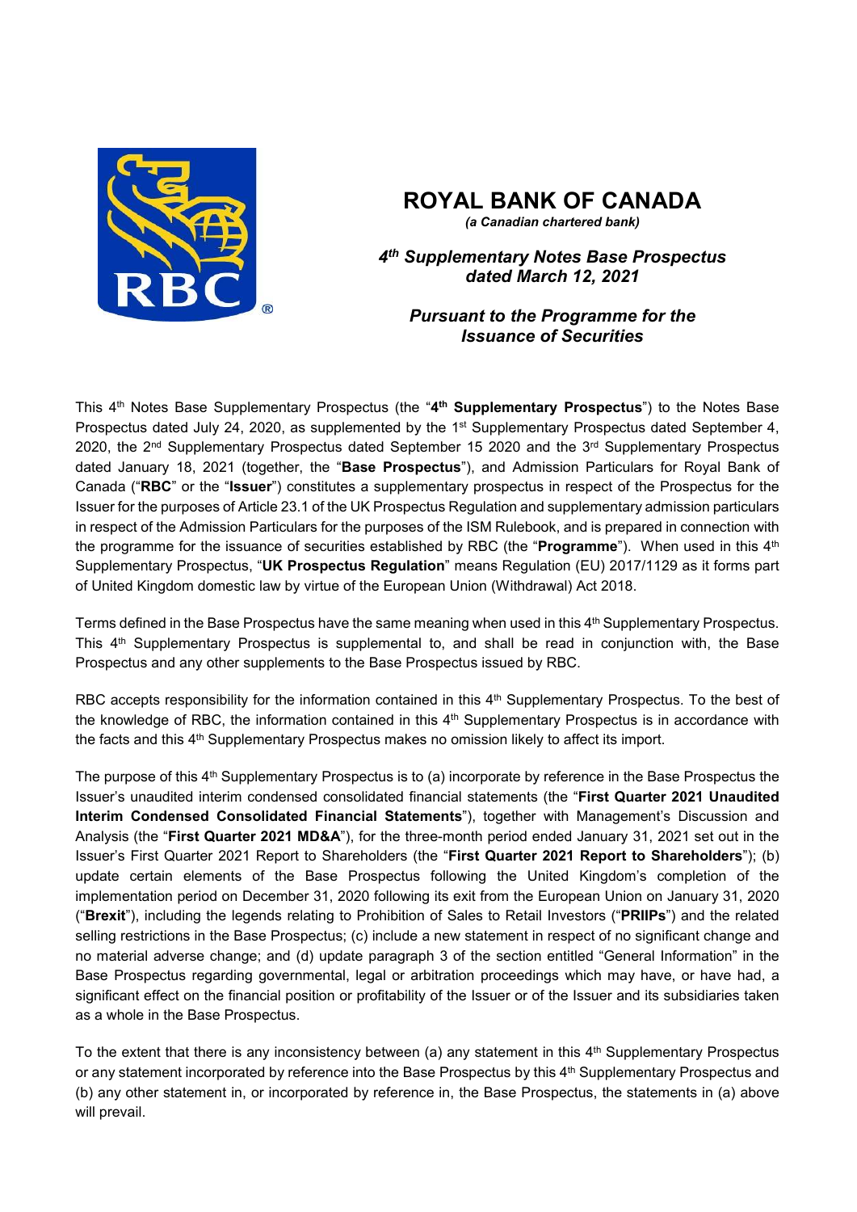# ROYAL BANK OF CANADA

***(a Canadian chartered bank)***

***4th Supplementary Notes Base Prospectus dated March 12, 2021***

***Pursuant to the Programme for the Issuance of Securities***

This 4th Notes Base Supplementary Prospectus (the "**4th Supplementary Prospectus**") to the Notes Base Prospectus dated July 24, 2020, as supplemented by the 1st Supplementary Prospectus dated September 4, 2020, the 2nd Supplementary Prospectus dated September 15 2020 and the 3rd Supplementary Prospectus dated January 18, 2021 (together, the "**Base Prospectus**"), and Admission Particulars for Royal Bank of Canada ("**RBC**" or the "**Issuer**") constitutes a supplementary prospectus in respect of the Prospectus for the Issuer for the purposes of Article 23.1 of the UK Prospectus Regulation and supplementary admission particulars in respect of the Admission Particulars for the purposes of the ISM Rulebook, and is prepared in connection with the programme for the issuance of securities established by RBC (the "**Programme**"). When used in this 4th Supplementary Prospectus, "**UK Prospectus Regulation**" means Regulation (EU) 2017/1129 as it forms part of United Kingdom domestic law by virtue of the European Union (Withdrawal) Act 2018.

Terms defined in the Base Prospectus have the same meaning when used in this 4th Supplementary Prospectus. This 4th Supplementary Prospectus is supplemental to, and shall be read in conjunction with, the Base Prospectus and any other supplements to the Base Prospectus issued by RBC.

RBC accepts responsibility for the information contained in this 4th Supplementary Prospectus. To the best of the knowledge of RBC, the information contained in this 4th Supplementary Prospectus is in accordance with the facts and this 4th Supplementary Prospectus makes no omission likely to affect its import.

The purpose of this 4th Supplementary Prospectus is to (a) incorporate by reference in the Base Prospectus the Issuer's unaudited interim condensed consolidated financial statements (the "**First Quarter 2021 Unaudited Interim Condensed Consolidated Financial Statements**"), together with Management's Discussion and Analysis (the "**First Quarter 2021 MD&A**"), for the three-month period ended January 31, 2021 set out in the Issuer's First Quarter 2021 Report to Shareholders (the "**First Quarter 2021 Report to Shareholders**"); (b) update certain elements of the Base Prospectus following the United Kingdom's completion of the implementation period on December 31, 2020 following its exit from the European Union on January 31, 2020 ("**Brexit**"), including the legends relating to Prohibition of Sales to Retail Investors ("**PRIIPs**") and the related selling restrictions in the Base Prospectus; (c) include a new statement in respect of no significant change and no material adverse change; and (d) update paragraph 3 of the section entitled "General Information" in the Base Prospectus regarding governmental, legal or arbitration proceedings which may have, or have had, a significant effect on the financial position or profitability of the Issuer or of the Issuer and its subsidiaries taken as a whole in the Base Prospectus.

To the extent that there is any inconsistency between (a) any statement in this 4th Supplementary Prospectus or any statement incorporated by reference into the Base Prospectus by this 4th Supplementary Prospectus and (b) any other statement in, or incorporated by reference in, the Base Prospectus, the statements in (a) above will prevail.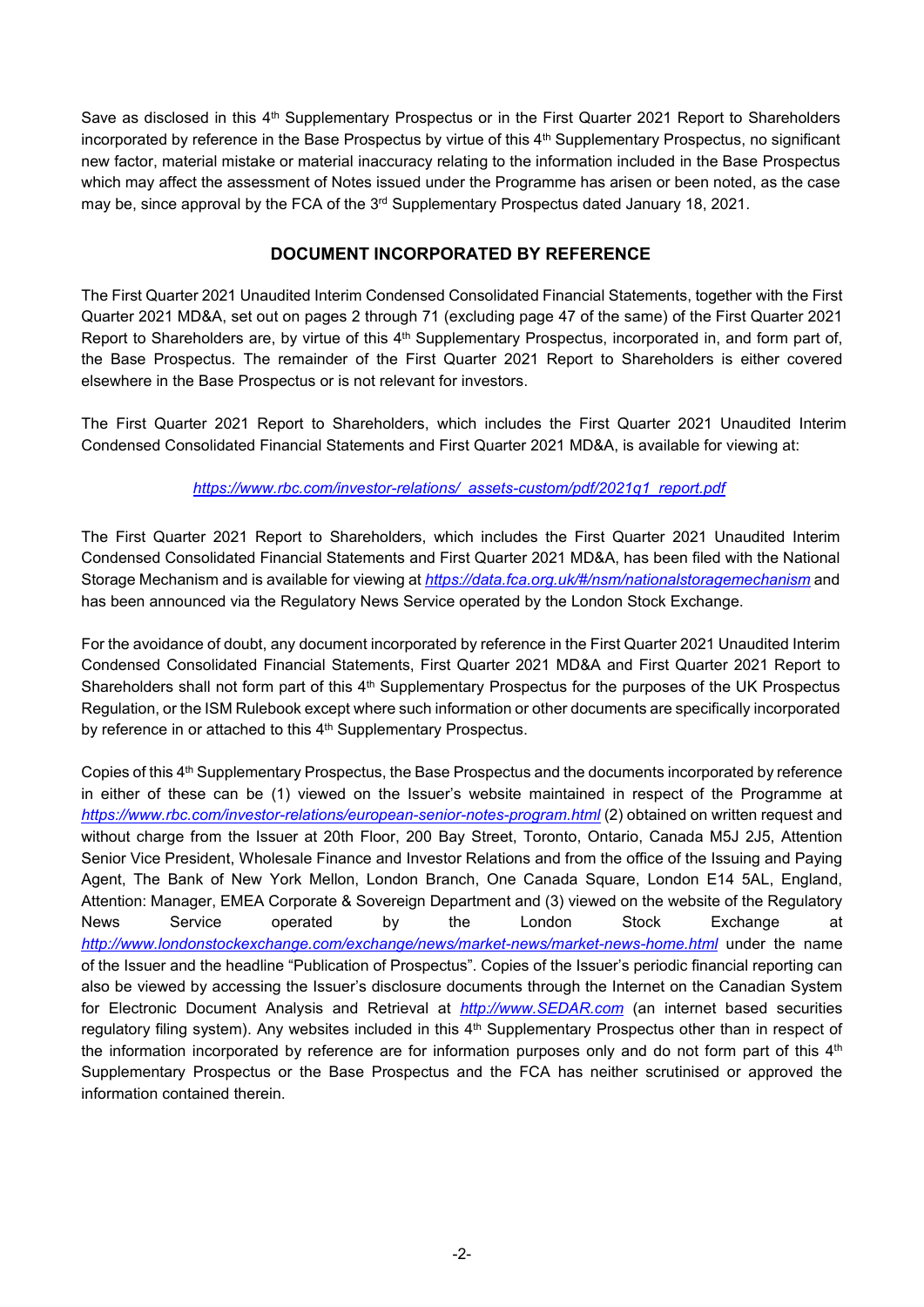Save as disclosed in this 4th Supplementary Prospectus or in the First Quarter 2021 Report to Shareholders incorporated by reference in the Base Prospectus by virtue of this 4th Supplementary Prospectus, no significant new factor, material mistake or material inaccuracy relating to the information included in the Base Prospectus which may affect the assessment of Notes issued under the Programme has arisen or been noted, as the case may be, since approval by the FCA of the 3rd Supplementary Prospectus dated January 18, 2021.

## DOCUMENT INCORPORATED BY REFERENCE

The First Quarter 2021 Unaudited Interim Condensed Consolidated Financial Statements, together with the First Quarter 2021 MD&A, set out on pages 2 through 71 (excluding page 47 of the same) of the First Quarter 2021 Report to Shareholders are, by virtue of this 4th Supplementary Prospectus, incorporated in, and form part of, the Base Prospectus. The remainder of the First Quarter 2021 Report to Shareholders is either covered elsewhere in the Base Prospectus or is not relevant for investors.

The First Quarter 2021 Report to Shareholders, which includes the First Quarter 2021 Unaudited Interim Condensed Consolidated Financial Statements and First Quarter 2021 MD&A, is available for viewing at:

*https://www.rbc.com/investor-relations/_assets-custom/pdf/2021q1_report.pdf*

The First Quarter 2021 Report to Shareholders, which includes the First Quarter 2021 Unaudited Interim Condensed Consolidated Financial Statements and First Quarter 2021 MD&A, has been filed with the National Storage Mechanism and is available for viewing at *https://data.fca.org.uk/#/nsm/nationalstoragemechanism* and has been announced via the Regulatory News Service operated by the London Stock Exchange.

For the avoidance of doubt, any document incorporated by reference in the First Quarter 2021 Unaudited Interim Condensed Consolidated Financial Statements, First Quarter 2021 MD&A and First Quarter 2021 Report to Shareholders shall not form part of this 4th Supplementary Prospectus for the purposes of the UK Prospectus Regulation, or the ISM Rulebook except where such information or other documents are specifically incorporated by reference in or attached to this 4th Supplementary Prospectus.

Copies of this 4th Supplementary Prospectus, the Base Prospectus and the documents incorporated by reference in either of these can be (1) viewed on the Issuer's website maintained in respect of the Programme at *https://www.rbc.com/investor-relations/european-senior-notes-program.html* (2) obtained on written request and without charge from the Issuer at 20th Floor, 200 Bay Street, Toronto, Ontario, Canada M5J 2J5, Attention Senior Vice President, Wholesale Finance and Investor Relations and from the office of the Issuing and Paying Agent, The Bank of New York Mellon, London Branch, One Canada Square, London E14 5AL, England, Attention: Manager, EMEA Corporate & Sovereign Department and (3) viewed on the website of the Regulatory News Service operated by the London Stock Exchange at *http://www.londonstockexchange.com/exchange/news/market-news/market-news-home.html* under the name of the Issuer and the headline "Publication of Prospectus". Copies of the Issuer's periodic financial reporting can also be viewed by accessing the Issuer's disclosure documents through the Internet on the Canadian System for Electronic Document Analysis and Retrieval at *http://www.SEDAR.com* (an internet based securities regulatory filing system). Any websites included in this 4th Supplementary Prospectus other than in respect of the information incorporated by reference are for information purposes only and do not form part of this 4th Supplementary Prospectus or the Base Prospectus and the FCA has neither scrutinised or approved the information contained therein.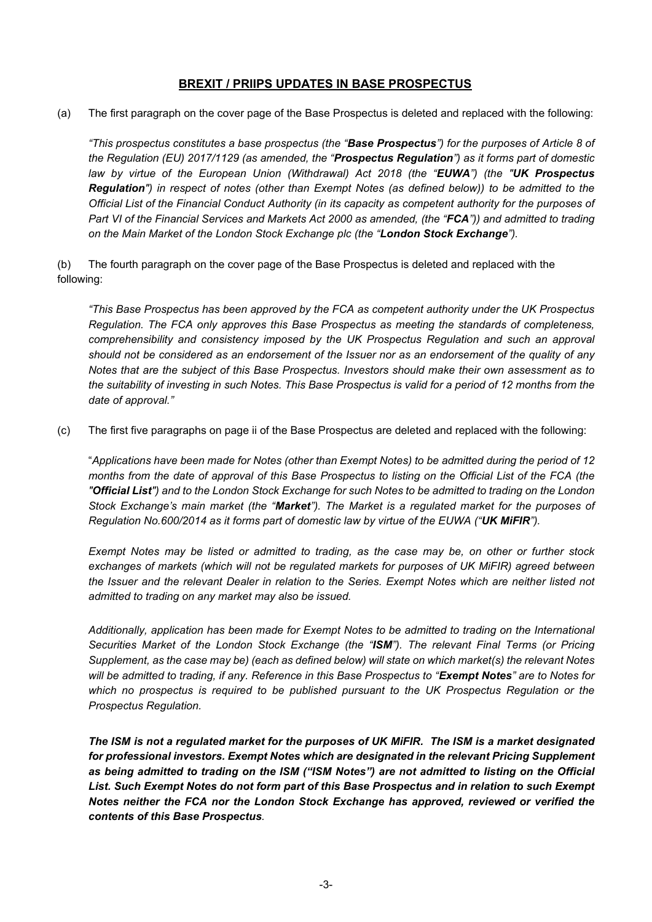## BREXIT / PRIIPS UPDATES IN BASE PROSPECTUS

(a) The first paragraph on the cover page of the Base Prospectus is deleted and replaced with the following:

*"This prospectus constitutes a base prospectus (the "**Base Prospectus**") for the purposes of Article 8 of the Regulation (EU) 2017/1129 (as amended, the "**Prospectus Regulation**") as it forms part of domestic law by virtue of the European Union (Withdrawal) Act 2018 (the "**EUWA**") (the "**UK Prospectus Regulation**") in respect of notes (other than Exempt Notes (as defined below)) to be admitted to the Official List of the Financial Conduct Authority (in its capacity as competent authority for the purposes of Part VI of the Financial Services and Markets Act 2000 as amended, (the "**FCA**")) and admitted to trading on the Main Market of the London Stock Exchange plc (the "**London Stock Exchange**").*

(b) The fourth paragraph on the cover page of the Base Prospectus is deleted and replaced with the following:

*"This Base Prospectus has been approved by the FCA as competent authority under the UK Prospectus Regulation. The FCA only approves this Base Prospectus as meeting the standards of completeness, comprehensibility and consistency imposed by the UK Prospectus Regulation and such an approval should not be considered as an endorsement of the Issuer nor as an endorsement of the quality of any Notes that are the subject of this Base Prospectus. Investors should make their own assessment as to the suitability of investing in such Notes. This Base Prospectus is valid for a period of 12 months from the date of approval."*

(c) The first five paragraphs on page ii of the Base Prospectus are deleted and replaced with the following:

"*Applications have been made for Notes (other than Exempt Notes) to be admitted during the period of 12 months from the date of approval of this Base Prospectus to listing on the Official List of the FCA (the "**Official List**") and to the London Stock Exchange for such Notes to be admitted to trading on the London Stock Exchange's main market (the "**Market**"). The Market is a regulated market for the purposes of Regulation No.600/2014 as it forms part of domestic law by virtue of the EUWA ("**UK MiFIR**").*

*Exempt Notes may be listed or admitted to trading, as the case may be, on other or further stock exchanges of markets (which will not be regulated markets for purposes of UK MiFIR) agreed between the Issuer and the relevant Dealer in relation to the Series. Exempt Notes which are neither listed not admitted to trading on any market may also be issued.*

*Additionally, application has been made for Exempt Notes to be admitted to trading on the International Securities Market of the London Stock Exchange (the "**ISM**"). The relevant Final Terms (or Pricing Supplement, as the case may be) (each as defined below) will state on which market(s) the relevant Notes will be admitted to trading, if any. Reference in this Base Prospectus to "**Exempt Notes**" are to Notes for which no prospectus is required to be published pursuant to the UK Prospectus Regulation or the Prospectus Regulation.*

***The ISM is not a regulated market for the purposes of UK MiFIR. The ISM is a market designated for professional investors. Exempt Notes which are designated in the relevant Pricing Supplement as being admitted to trading on the ISM ("ISM Notes") are not admitted to listing on the Official List. Such Exempt Notes do not form part of this Base Prospectus and in relation to such Exempt Notes neither the FCA nor the London Stock Exchange has approved, reviewed or verified the contents of this Base Prospectus.***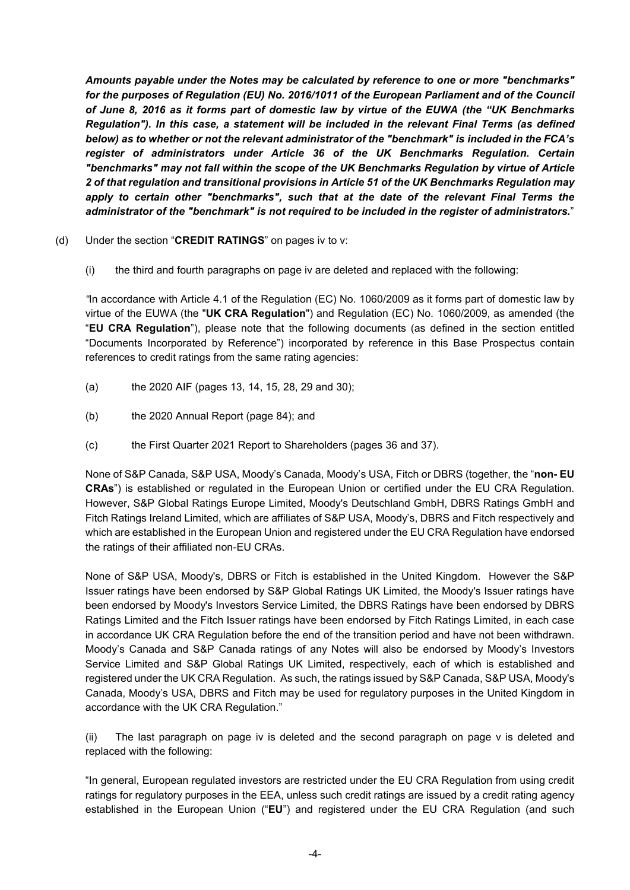***Amounts payable under the Notes may be calculated by reference to one or more "benchmarks" for the purposes of Regulation (EU) No. 2016/1011 of the European Parliament and of the Council of June 8, 2016 as it forms part of domestic law by virtue of the EUWA (the "UK Benchmarks Regulation"). In this case, a statement will be included in the relevant Final Terms (as defined below) as to whether or not the relevant administrator of the "benchmark" is included in the FCA's register of administrators under Article 36 of the UK Benchmarks Regulation. Certain "benchmarks" may not fall within the scope of the UK Benchmarks Regulation by virtue of Article 2 of that regulation and transitional provisions in Article 51 of the UK Benchmarks Regulation may apply to certain other "benchmarks", such that at the date of the relevant Final Terms the administrator of the "benchmark" is not required to be included in the register of administrators.***"

(d) Under the section "**CREDIT RATINGS**" on pages iv to v:

(i) the third and fourth paragraphs on page iv are deleted and replaced with the following:

"In accordance with Article 4.1 of the Regulation (EC) No. 1060/2009 as it forms part of domestic law by virtue of the EUWA (the "**UK CRA Regulation**") and Regulation (EC) No. 1060/2009, as amended (the "**EU CRA Regulation**"), please note that the following documents (as defined in the section entitled "Documents Incorporated by Reference") incorporated by reference in this Base Prospectus contain references to credit ratings from the same rating agencies:

(a) the 2020 AIF (pages 13, 14, 15, 28, 29 and 30);

(b) the 2020 Annual Report (page 84); and

(c) the First Quarter 2021 Report to Shareholders (pages 36 and 37).

None of S&P Canada, S&P USA, Moody's Canada, Moody's USA, Fitch or DBRS (together, the "**non- EU CRAs**") is established or regulated in the European Union or certified under the EU CRA Regulation. However, S&P Global Ratings Europe Limited, Moody's Deutschland GmbH, DBRS Ratings GmbH and Fitch Ratings Ireland Limited, which are affiliates of S&P USA, Moody's, DBRS and Fitch respectively and which are established in the European Union and registered under the EU CRA Regulation have endorsed the ratings of their affiliated non-EU CRAs.

None of S&P USA, Moody's, DBRS or Fitch is established in the United Kingdom. However the S&P Issuer ratings have been endorsed by S&P Global Ratings UK Limited, the Moody's Issuer ratings have been endorsed by Moody's Investors Service Limited, the DBRS Ratings have been endorsed by DBRS Ratings Limited and the Fitch Issuer ratings have been endorsed by Fitch Ratings Limited, in each case in accordance UK CRA Regulation before the end of the transition period and have not been withdrawn. Moody's Canada and S&P Canada ratings of any Notes will also be endorsed by Moody's Investors Service Limited and S&P Global Ratings UK Limited, respectively, each of which is established and registered under the UK CRA Regulation. As such, the ratings issued by S&P Canada, S&P USA, Moody's Canada, Moody's USA, DBRS and Fitch may be used for regulatory purposes in the United Kingdom in accordance with the UK CRA Regulation."

(ii) The last paragraph on page iv is deleted and the second paragraph on page v is deleted and replaced with the following:

"In general, European regulated investors are restricted under the EU CRA Regulation from using credit ratings for regulatory purposes in the EEA, unless such credit ratings are issued by a credit rating agency established in the European Union ("**EU**") and registered under the EU CRA Regulation (and such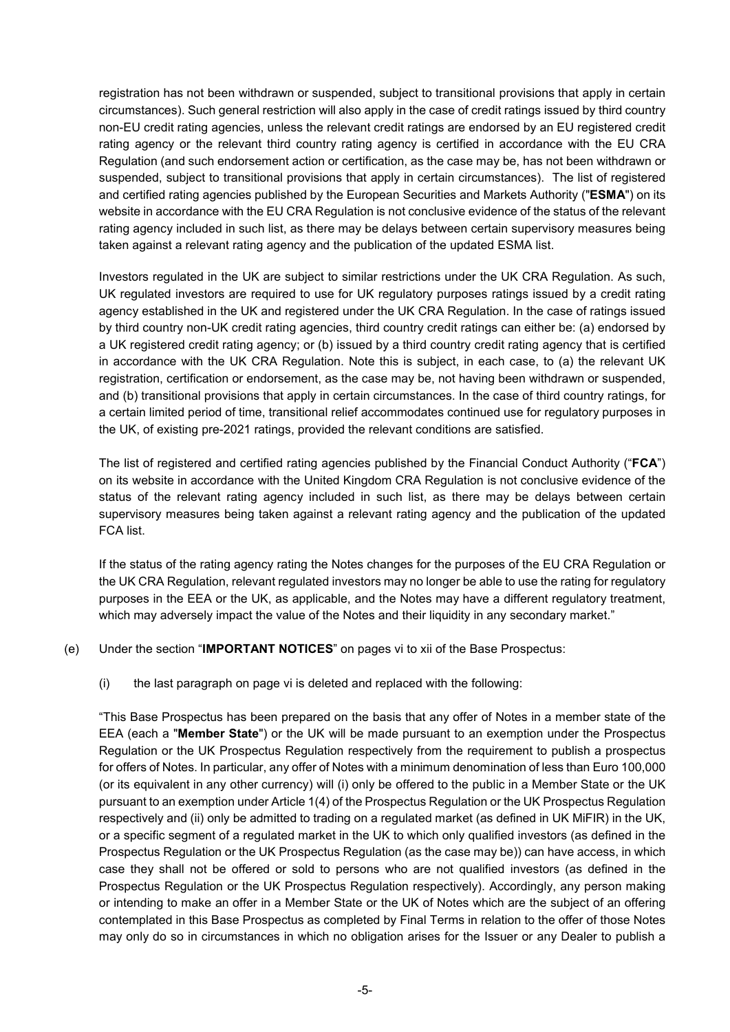registration has not been withdrawn or suspended, subject to transitional provisions that apply in certain circumstances). Such general restriction will also apply in the case of credit ratings issued by third country non-EU credit rating agencies, unless the relevant credit ratings are endorsed by an EU registered credit rating agency or the relevant third country rating agency is certified in accordance with the EU CRA Regulation (and such endorsement action or certification, as the case may be, has not been withdrawn or suspended, subject to transitional provisions that apply in certain circumstances). The list of registered and certified rating agencies published by the European Securities and Markets Authority ("**ESMA**") on its website in accordance with the EU CRA Regulation is not conclusive evidence of the status of the relevant rating agency included in such list, as there may be delays between certain supervisory measures being taken against a relevant rating agency and the publication of the updated ESMA list.

Investors regulated in the UK are subject to similar restrictions under the UK CRA Regulation. As such, UK regulated investors are required to use for UK regulatory purposes ratings issued by a credit rating agency established in the UK and registered under the UK CRA Regulation. In the case of ratings issued by third country non-UK credit rating agencies, third country credit ratings can either be: (a) endorsed by a UK registered credit rating agency; or (b) issued by a third country credit rating agency that is certified in accordance with the UK CRA Regulation. Note this is subject, in each case, to (a) the relevant UK registration, certification or endorsement, as the case may be, not having been withdrawn or suspended, and (b) transitional provisions that apply in certain circumstances. In the case of third country ratings, for a certain limited period of time, transitional relief accommodates continued use for regulatory purposes in the UK, of existing pre-2021 ratings, provided the relevant conditions are satisfied.

The list of registered and certified rating agencies published by the Financial Conduct Authority ("**FCA**") on its website in accordance with the United Kingdom CRA Regulation is not conclusive evidence of the status of the relevant rating agency included in such list, as there may be delays between certain supervisory measures being taken against a relevant rating agency and the publication of the updated FCA list.

If the status of the rating agency rating the Notes changes for the purposes of the EU CRA Regulation or the UK CRA Regulation, relevant regulated investors may no longer be able to use the rating for regulatory purposes in the EEA or the UK, as applicable, and the Notes may have a different regulatory treatment, which may adversely impact the value of the Notes and their liquidity in any secondary market."

(e) Under the section "**IMPORTANT NOTICES**" on pages vi to xii of the Base Prospectus:

(i) the last paragraph on page vi is deleted and replaced with the following:

"This Base Prospectus has been prepared on the basis that any offer of Notes in a member state of the EEA (each a "**Member State**") or the UK will be made pursuant to an exemption under the Prospectus Regulation or the UK Prospectus Regulation respectively from the requirement to publish a prospectus for offers of Notes. In particular, any offer of Notes with a minimum denomination of less than Euro 100,000 (or its equivalent in any other currency) will (i) only be offered to the public in a Member State or the UK pursuant to an exemption under Article 1(4) of the Prospectus Regulation or the UK Prospectus Regulation respectively and (ii) only be admitted to trading on a regulated market (as defined in UK MiFIR) in the UK, or a specific segment of a regulated market in the UK to which only qualified investors (as defined in the Prospectus Regulation or the UK Prospectus Regulation (as the case may be)) can have access, in which case they shall not be offered or sold to persons who are not qualified investors (as defined in the Prospectus Regulation or the UK Prospectus Regulation respectively). Accordingly, any person making or intending to make an offer in a Member State or the UK of Notes which are the subject of an offering contemplated in this Base Prospectus as completed by Final Terms in relation to the offer of those Notes may only do so in circumstances in which no obligation arises for the Issuer or any Dealer to publish a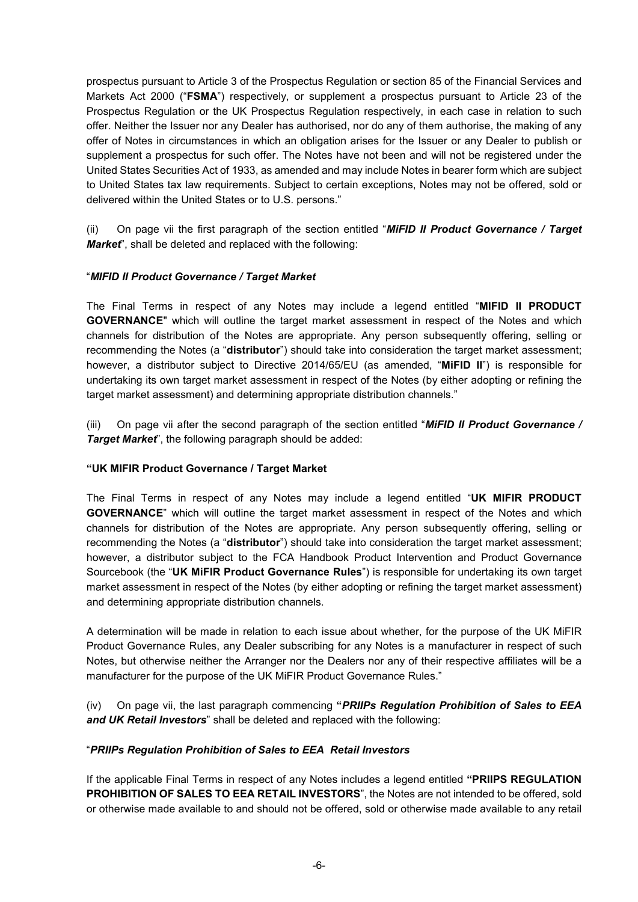prospectus pursuant to Article 3 of the Prospectus Regulation or section 85 of the Financial Services and Markets Act 2000 ("**FSMA**") respectively, or supplement a prospectus pursuant to Article 23 of the Prospectus Regulation or the UK Prospectus Regulation respectively, in each case in relation to such offer. Neither the Issuer nor any Dealer has authorised, nor do any of them authorise, the making of any offer of Notes in circumstances in which an obligation arises for the Issuer or any Dealer to publish or supplement a prospectus for such offer. The Notes have not been and will not be registered under the United States Securities Act of 1933, as amended and may include Notes in bearer form which are subject to United States tax law requirements. Subject to certain exceptions, Notes may not be offered, sold or delivered within the United States or to U.S. persons."

(ii) On page vii the first paragraph of the section entitled "***MiFID II Product Governance / Target Market***", shall be deleted and replaced with the following:

"***MIFID II Product Governance / Target Market***

The Final Terms in respect of any Notes may include a legend entitled "**MIFID II PRODUCT GOVERNANCE**" which will outline the target market assessment in respect of the Notes and which channels for distribution of the Notes are appropriate. Any person subsequently offering, selling or recommending the Notes (a "**distributor**") should take into consideration the target market assessment; however, a distributor subject to Directive 2014/65/EU (as amended, "**MiFID II**") is responsible for undertaking its own target market assessment in respect of the Notes (by either adopting or refining the target market assessment) and determining appropriate distribution channels."

(iii) On page vii after the second paragraph of the section entitled "***MiFID II Product Governance / Target Market***", the following paragraph should be added:

**"UK MIFIR Product Governance / Target Market**

The Final Terms in respect of any Notes may include a legend entitled "**UK MIFIR PRODUCT GOVERNANCE**" which will outline the target market assessment in respect of the Notes and which channels for distribution of the Notes are appropriate. Any person subsequently offering, selling or recommending the Notes (a "**distributor**") should take into consideration the target market assessment; however, a distributor subject to the FCA Handbook Product Intervention and Product Governance Sourcebook (the "**UK MiFIR Product Governance Rules**") is responsible for undertaking its own target market assessment in respect of the Notes (by either adopting or refining the target market assessment) and determining appropriate distribution channels.

A determination will be made in relation to each issue about whether, for the purpose of the UK MiFIR Product Governance Rules, any Dealer subscribing for any Notes is a manufacturer in respect of such Notes, but otherwise neither the Arranger nor the Dealers nor any of their respective affiliates will be a manufacturer for the purpose of the UK MiFIR Product Governance Rules."

(iv) On page vii, the last paragraph commencing **"*PRIIPs Regulation Prohibition of Sales to EEA and UK Retail Investors***" shall be deleted and replaced with the following:

"***PRIIPs Regulation Prohibition of Sales to EEA Retail Investors***

If the applicable Final Terms in respect of any Notes includes a legend entitled **"PRIIPS REGULATION PROHIBITION OF SALES TO EEA RETAIL INVESTORS**", the Notes are not intended to be offered, sold or otherwise made available to and should not be offered, sold or otherwise made available to any retail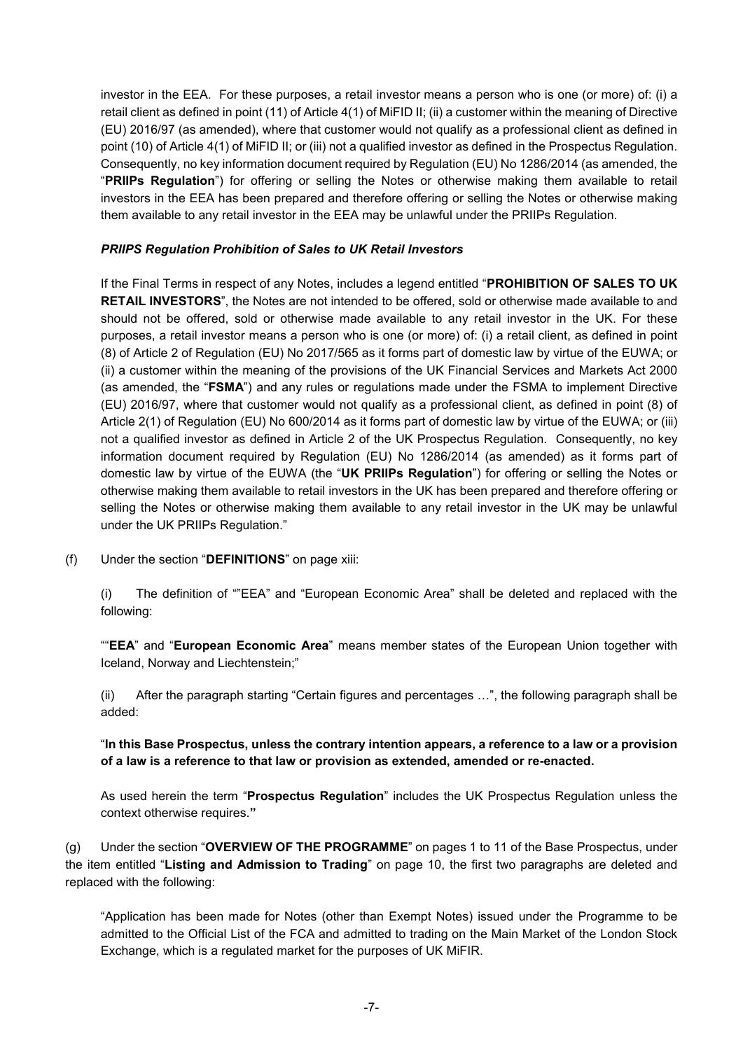investor in the EEA. For these purposes, a retail investor means a person who is one (or more) of: (i) a retail client as defined in point (11) of Article 4(1) of MiFID II; (ii) a customer within the meaning of Directive (EU) 2016/97 (as amended), where that customer would not qualify as a professional client as defined in point (10) of Article 4(1) of MiFID II; or (iii) not a qualified investor as defined in the Prospectus Regulation. Consequently, no key information document required by Regulation (EU) No 1286/2014 (as amended, the "**PRIIPs Regulation**") for offering or selling the Notes or otherwise making them available to retail investors in the EEA has been prepared and therefore offering or selling the Notes or otherwise making them available to any retail investor in the EEA may be unlawful under the PRIIPs Regulation.

***PRIIPS Regulation Prohibition of Sales to UK Retail Investors***

If the Final Terms in respect of any Notes, includes a legend entitled "**PROHIBITION OF SALES TO UK RETAIL INVESTORS**", the Notes are not intended to be offered, sold or otherwise made available to and should not be offered, sold or otherwise made available to any retail investor in the UK. For these purposes, a retail investor means a person who is one (or more) of: (i) a retail client, as defined in point (8) of Article 2 of Regulation (EU) No 2017/565 as it forms part of domestic law by virtue of the EUWA; or (ii) a customer within the meaning of the provisions of the UK Financial Services and Markets Act 2000 (as amended, the "**FSMA**") and any rules or regulations made under the FSMA to implement Directive (EU) 2016/97, where that customer would not qualify as a professional client, as defined in point (8) of Article 2(1) of Regulation (EU) No 600/2014 as it forms part of domestic law by virtue of the EUWA; or (iii) not a qualified investor as defined in Article 2 of the UK Prospectus Regulation. Consequently, no key information document required by Regulation (EU) No 1286/2014 (as amended) as it forms part of domestic law by virtue of the EUWA (the "**UK PRIIPs Regulation**") for offering or selling the Notes or otherwise making them available to retail investors in the UK has been prepared and therefore offering or selling the Notes or otherwise making them available to any retail investor in the UK may be unlawful under the UK PRIIPs Regulation."

(f) Under the section "**DEFINITIONS**" on page xiii:

(i) The definition of ""EEA" and "European Economic Area" shall be deleted and replaced with the following:

""**EEA**" and "**European Economic Area**" means member states of the European Union together with Iceland, Norway and Liechtenstein;"

(ii) After the paragraph starting "Certain figures and percentages …", the following paragraph shall be added:

"**In this Base Prospectus, unless the contrary intention appears, a reference to a law or a provision of a law is a reference to that law or provision as extended, amended or re-enacted.**

As used herein the term "**Prospectus Regulation**" includes the UK Prospectus Regulation unless the context otherwise requires.**"**

(g) Under the section "**OVERVIEW OF THE PROGRAMME**" on pages 1 to 11 of the Base Prospectus, under the item entitled "**Listing and Admission to Trading**" on page 10, the first two paragraphs are deleted and replaced with the following:

"Application has been made for Notes (other than Exempt Notes) issued under the Programme to be admitted to the Official List of the FCA and admitted to trading on the Main Market of the London Stock Exchange, which is a regulated market for the purposes of UK MiFIR.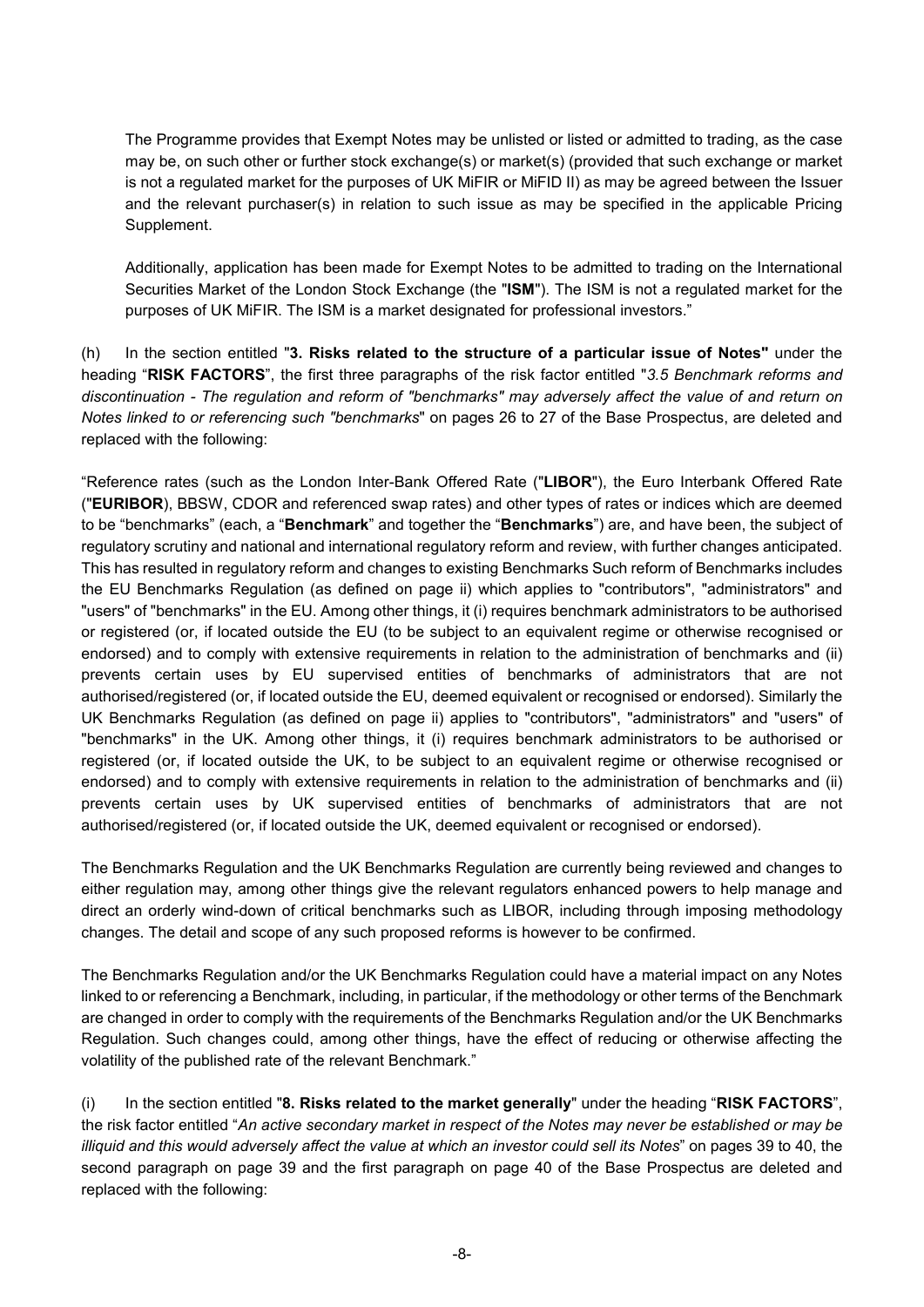The Programme provides that Exempt Notes may be unlisted or listed or admitted to trading, as the case may be, on such other or further stock exchange(s) or market(s) (provided that such exchange or market is not a regulated market for the purposes of UK MiFIR or MiFID II) as may be agreed between the Issuer and the relevant purchaser(s) in relation to such issue as may be specified in the applicable Pricing Supplement.

Additionally, application has been made for Exempt Notes to be admitted to trading on the International Securities Market of the London Stock Exchange (the "**ISM**"). The ISM is not a regulated market for the purposes of UK MiFIR. The ISM is a market designated for professional investors."

(h) In the section entitled "**3. Risks related to the structure of a particular issue of Notes"** under the heading "**RISK FACTORS**", the first three paragraphs of the risk factor entitled "*3.5 Benchmark reforms and discontinuation - The regulation and reform of "benchmarks" may adversely affect the value of and return on Notes linked to or referencing such "benchmarks*" on pages 26 to 27 of the Base Prospectus, are deleted and replaced with the following:

"Reference rates (such as the London Inter-Bank Offered Rate ("**LIBOR**"), the Euro Interbank Offered Rate ("**EURIBOR**), BBSW, CDOR and referenced swap rates) and other types of rates or indices which are deemed to be "benchmarks" (each, a "**Benchmark**" and together the "**Benchmarks**") are, and have been, the subject of regulatory scrutiny and national and international regulatory reform and review, with further changes anticipated. This has resulted in regulatory reform and changes to existing Benchmarks Such reform of Benchmarks includes the EU Benchmarks Regulation (as defined on page ii) which applies to "contributors", "administrators" and "users" of "benchmarks" in the EU. Among other things, it (i) requires benchmark administrators to be authorised or registered (or, if located outside the EU (to be subject to an equivalent regime or otherwise recognised or endorsed) and to comply with extensive requirements in relation to the administration of benchmarks and (ii) prevents certain uses by EU supervised entities of benchmarks of administrators that are not authorised/registered (or, if located outside the EU, deemed equivalent or recognised or endorsed). Similarly the UK Benchmarks Regulation (as defined on page ii) applies to "contributors", "administrators" and "users" of "benchmarks" in the UK. Among other things, it (i) requires benchmark administrators to be authorised or registered (or, if located outside the UK, to be subject to an equivalent regime or otherwise recognised or endorsed) and to comply with extensive requirements in relation to the administration of benchmarks and (ii) prevents certain uses by UK supervised entities of benchmarks of administrators that are not authorised/registered (or, if located outside the UK, deemed equivalent or recognised or endorsed).

The Benchmarks Regulation and the UK Benchmarks Regulation are currently being reviewed and changes to either regulation may, among other things give the relevant regulators enhanced powers to help manage and direct an orderly wind-down of critical benchmarks such as LIBOR, including through imposing methodology changes. The detail and scope of any such proposed reforms is however to be confirmed.

The Benchmarks Regulation and/or the UK Benchmarks Regulation could have a material impact on any Notes linked to or referencing a Benchmark, including, in particular, if the methodology or other terms of the Benchmark are changed in order to comply with the requirements of the Benchmarks Regulation and/or the UK Benchmarks Regulation. Such changes could, among other things, have the effect of reducing or otherwise affecting the volatility of the published rate of the relevant Benchmark."

(i) In the section entitled "**8. Risks related to the market generally**" under the heading "**RISK FACTORS**", the risk factor entitled "*An active secondary market in respect of the Notes may never be established or may be illiquid and this would adversely affect the value at which an investor could sell its Notes*" on pages 39 to 40, the second paragraph on page 39 and the first paragraph on page 40 of the Base Prospectus are deleted and replaced with the following: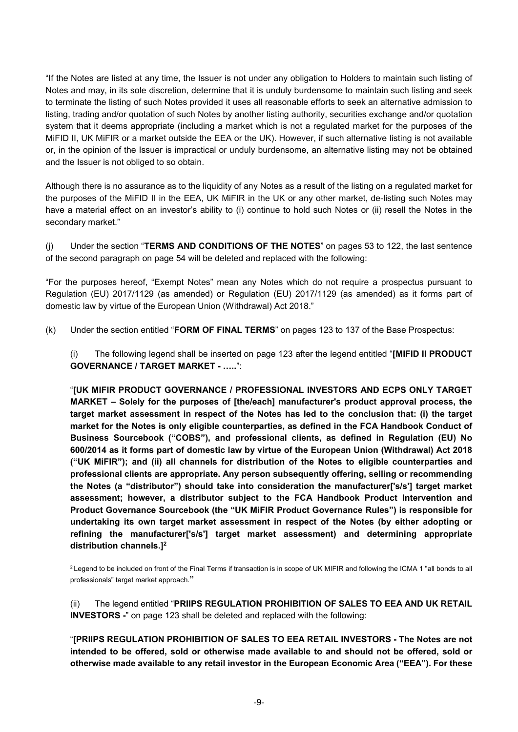"If the Notes are listed at any time, the Issuer is not under any obligation to Holders to maintain such listing of Notes and may, in its sole discretion, determine that it is unduly burdensome to maintain such listing and seek to terminate the listing of such Notes provided it uses all reasonable efforts to seek an alternative admission to listing, trading and/or quotation of such Notes by another listing authority, securities exchange and/or quotation system that it deems appropriate (including a market which is not a regulated market for the purposes of the MiFID II, UK MiFIR or a market outside the EEA or the UK). However, if such alternative listing is not available or, in the opinion of the Issuer is impractical or unduly burdensome, an alternative listing may not be obtained and the Issuer is not obliged to so obtain.

Although there is no assurance as to the liquidity of any Notes as a result of the listing on a regulated market for the purposes of the MiFID II in the EEA, UK MiFIR in the UK or any other market, de-listing such Notes may have a material effect on an investor's ability to (i) continue to hold such Notes or (ii) resell the Notes in the secondary market."

(j) Under the section "**TERMS AND CONDITIONS OF THE NOTES**" on pages 53 to 122, the last sentence of the second paragraph on page 54 will be deleted and replaced with the following:

"For the purposes hereof, "Exempt Notes" mean any Notes which do not require a prospectus pursuant to Regulation (EU) 2017/1129 (as amended) or Regulation (EU) 2017/1129 (as amended) as it forms part of domestic law by virtue of the European Union (Withdrawal) Act 2018."

(k) Under the section entitled "**FORM OF FINAL TERMS**" on pages 123 to 137 of the Base Prospectus:

(i) The following legend shall be inserted on page 123 after the legend entitled "**[MIFID II PRODUCT GOVERNANCE / TARGET MARKET - …..**":

"**[UK MIFIR PRODUCT GOVERNANCE / PROFESSIONAL INVESTORS AND ECPS ONLY TARGET MARKET – Solely for the purposes of [the/each] manufacturer's product approval process, the target market assessment in respect of the Notes has led to the conclusion that: (i) the target market for the Notes is only eligible counterparties, as defined in the FCA Handbook Conduct of Business Sourcebook ("COBS"), and professional clients, as defined in Regulation (EU) No 600/2014 as it forms part of domestic law by virtue of the European Union (Withdrawal) Act 2018 ("UK MiFIR"); and (ii) all channels for distribution of the Notes to eligible counterparties and professional clients are appropriate. Any person subsequently offering, selling or recommending the Notes (a "distributor") should take into consideration the manufacturer['s/s'] target market assessment; however, a distributor subject to the FCA Handbook Product Intervention and Product Governance Sourcebook (the "UK MiFIR Product Governance Rules") is responsible for undertaking its own target market assessment in respect of the Notes (by either adopting or refining the manufacturer['s/s'] target market assessment) and determining appropriate distribution channels.]**[2]

[2] Legend to be included on front of the Final Terms if transaction is in scope of UK MIFIR and following the ICMA 1 "all bonds to all professionals" target market approach."

(ii) The legend entitled "**PRIIPS REGULATION PROHIBITION OF SALES TO EEA AND UK RETAIL INVESTORS -**" on page 123 shall be deleted and replaced with the following:

"**[PRIIPS REGULATION PROHIBITION OF SALES TO EEA RETAIL INVESTORS - The Notes are not intended to be offered, sold or otherwise made available to and should not be offered, sold or otherwise made available to any retail investor in the European Economic Area ("EEA"). For these**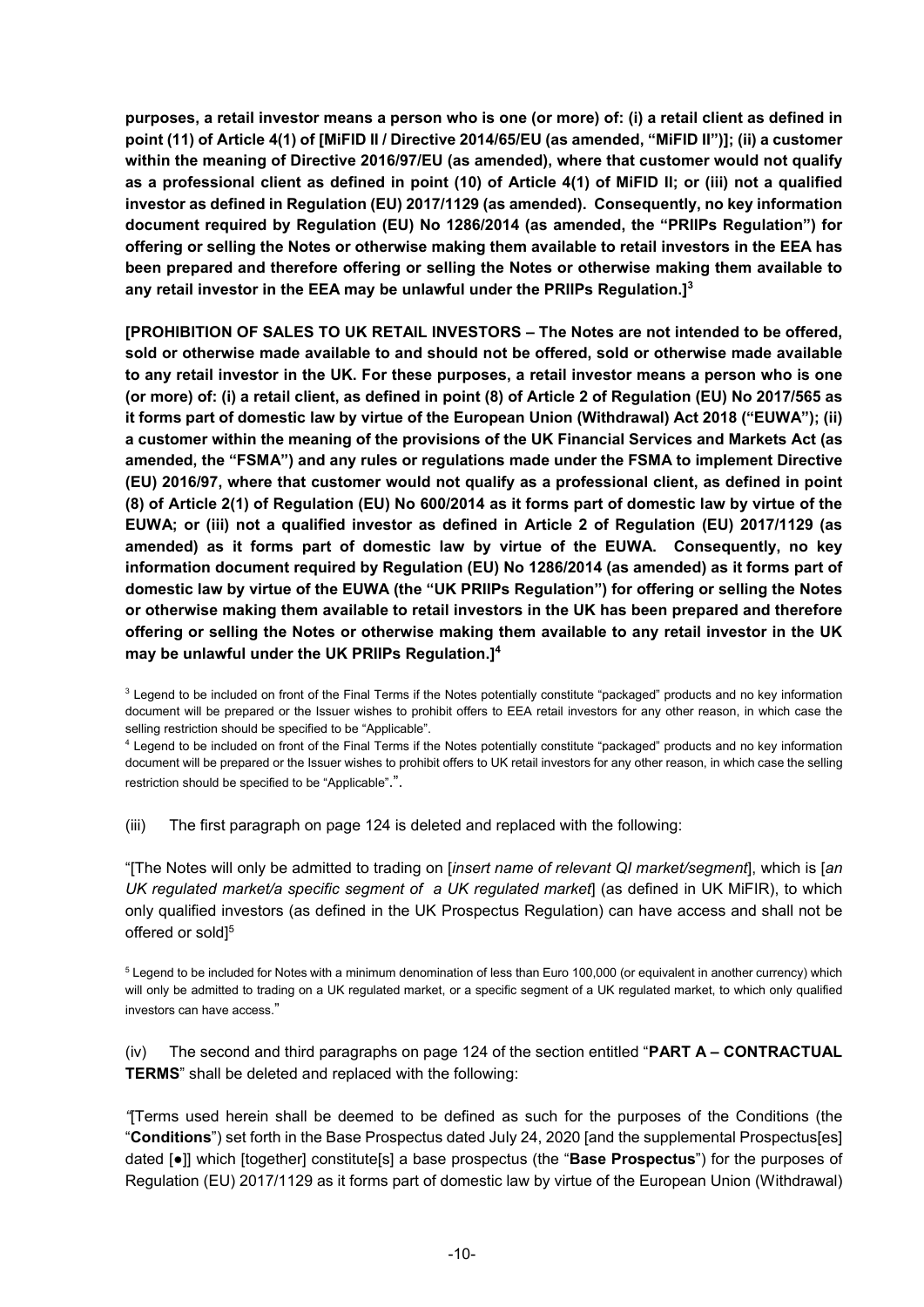**purposes, a retail investor means a person who is one (or more) of: (i) a retail client as defined in point (11) of Article 4(1) of [MiFID II / Directive 2014/65/EU (as amended, "MiFID II")]; (ii) a customer within the meaning of Directive 2016/97/EU (as amended), where that customer would not qualify as a professional client as defined in point (10) of Article 4(1) of MiFID II; or (iii) not a qualified investor as defined in Regulation (EU) 2017/1129 (as amended). Consequently, no key information document required by Regulation (EU) No 1286/2014 (as amended, the "PRIIPs Regulation") for offering or selling the Notes or otherwise making them available to retail investors in the EEA has been prepared and therefore offering or selling the Notes or otherwise making them available to any retail investor in the EEA may be unlawful under the PRIIPs Regulation.]**[3]

**[PROHIBITION OF SALES TO UK RETAIL INVESTORS – The Notes are not intended to be offered, sold or otherwise made available to and should not be offered, sold or otherwise made available to any retail investor in the UK. For these purposes, a retail investor means a person who is one (or more) of: (i) a retail client, as defined in point (8) of Article 2 of Regulation (EU) No 2017/565 as it forms part of domestic law by virtue of the European Union (Withdrawal) Act 2018 ("EUWA"); (ii) a customer within the meaning of the provisions of the UK Financial Services and Markets Act (as amended, the "FSMA") and any rules or regulations made under the FSMA to implement Directive (EU) 2016/97, where that customer would not qualify as a professional client, as defined in point (8) of Article 2(1) of Regulation (EU) No 600/2014 as it forms part of domestic law by virtue of the EUWA; or (iii) not a qualified investor as defined in Article 2 of Regulation (EU) 2017/1129 (as amended) as it forms part of domestic law by virtue of the EUWA. Consequently, no key information document required by Regulation (EU) No 1286/2014 (as amended) as it forms part of domestic law by virtue of the EUWA (the "UK PRIIPs Regulation") for offering or selling the Notes or otherwise making them available to retail investors in the UK has been prepared and therefore offering or selling the Notes or otherwise making them available to any retail investor in the UK may be unlawful under the UK PRIIPs Regulation.]**[4]

[3] Legend to be included on front of the Final Terms if the Notes potentially constitute "packaged" products and no key information document will be prepared or the Issuer wishes to prohibit offers to EEA retail investors for any other reason, in which case the selling restriction should be specified to be "Applicable".

[4] Legend to be included on front of the Final Terms if the Notes potentially constitute "packaged" products and no key information document will be prepared or the Issuer wishes to prohibit offers to UK retail investors for any other reason, in which case the selling restriction should be specified to be "Applicable".".

(iii) The first paragraph on page 124 is deleted and replaced with the following:

"[The Notes will only be admitted to trading on [*insert name of relevant QI market/segment*], which is [*an UK regulated market/a specific segment of a UK regulated market*] (as defined in UK MiFIR), to which only qualified investors (as defined in the UK Prospectus Regulation) can have access and shall not be offered or sold][5]

[5] Legend to be included for Notes with a minimum denomination of less than Euro 100,000 (or equivalent in another currency) which will only be admitted to trading on a UK regulated market, or a specific segment of a UK regulated market, to which only qualified investors can have access."

(iv) The second and third paragraphs on page 124 of the section entitled "**PART A – CONTRACTUAL TERMS**" shall be deleted and replaced with the following:

*"*[Terms used herein shall be deemed to be defined as such for the purposes of the Conditions (the "**Conditions**") set forth in the Base Prospectus dated July 24, 2020 [and the supplemental Prospectus[es] dated [●]] which [together] constitute[s] a base prospectus (the "**Base Prospectus**") for the purposes of Regulation (EU) 2017/1129 as it forms part of domestic law by virtue of the European Union (Withdrawal)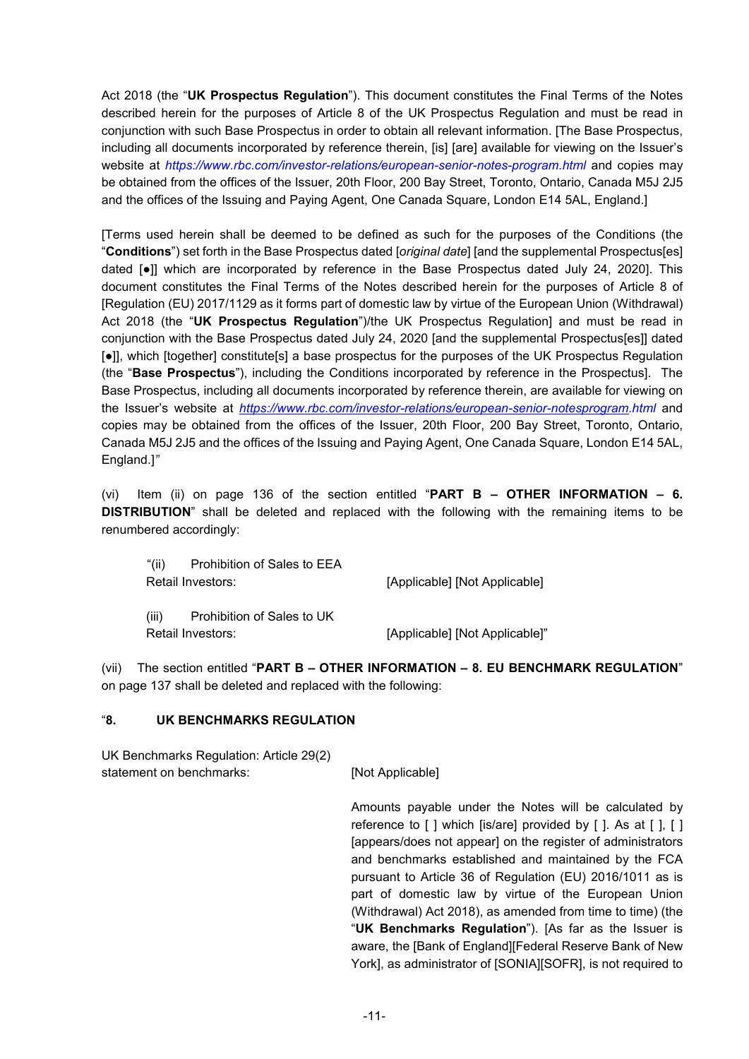Act 2018 (the "**UK Prospectus Regulation**"). This document constitutes the Final Terms of the Notes described herein for the purposes of Article 8 of the UK Prospectus Regulation and must be read in conjunction with such Base Prospectus in order to obtain all relevant information. [The Base Prospectus, including all documents incorporated by reference therein, [is] [are] available for viewing on the Issuer's website at *https://www.rbc.com/investor-relations/european-senior-notes-program.html* and copies may be obtained from the offices of the Issuer, 20th Floor, 200 Bay Street, Toronto, Ontario, Canada M5J 2J5 and the offices of the Issuing and Paying Agent, One Canada Square, London E14 5AL, England.]

[Terms used herein shall be deemed to be defined as such for the purposes of the Conditions (the "**Conditions**") set forth in the Base Prospectus dated [*original date*] [and the supplemental Prospectus[es] dated [●]] which are incorporated by reference in the Base Prospectus dated July 24, 2020]. This document constitutes the Final Terms of the Notes described herein for the purposes of Article 8 of [Regulation (EU) 2017/1129 as it forms part of domestic law by virtue of the European Union (Withdrawal) Act 2018 (the "**UK Prospectus Regulation**")/the UK Prospectus Regulation] and must be read in conjunction with the Base Prospectus dated July 24, 2020 [and the supplemental Prospectus[es]] dated [●]], which [together] constitute[s] a base prospectus for the purposes of the UK Prospectus Regulation (the "**Base Prospectus**"), including the Conditions incorporated by reference in the Prospectus]. The Base Prospectus, including all documents incorporated by reference therein, are available for viewing on the Issuer's website at *https://www.rbc.com/investor-relations/european-senior-notesprogram.html* and copies may be obtained from the offices of the Issuer, 20th Floor, 200 Bay Street, Toronto, Ontario, Canada M5J 2J5 and the offices of the Issuing and Paying Agent, One Canada Square, London E14 5AL, England.]"

(vi) Item (ii) on page 136 of the section entitled "**PART B – OTHER INFORMATION – 6. DISTRIBUTION**" shall be deleted and replaced with the following with the remaining items to be renumbered accordingly:

| | |
|---|---|
| "(ii) Prohibition of Sales to EEA Retail Investors: | [Applicable] [Not Applicable] |
| (iii) Prohibition of Sales to UK Retail Investors: | [Applicable] [Not Applicable]" |

(vii) The section entitled "**PART B – OTHER INFORMATION – 8. EU BENCHMARK REGULATION**" on page 137 shall be deleted and replaced with the following:

"**8. UK BENCHMARKS REGULATION**

| | |
|---|---|
| UK Benchmarks Regulation: Article 29(2) statement on benchmarks: | [Not Applicable] |
| | Amounts payable under the Notes will be calculated by reference to [ ] which [is/are] provided by [ ]. As at [ ], [ ] [appears/does not appear] on the register of administrators and benchmarks established and maintained by the FCA pursuant to Article 36 of Regulation (EU) 2016/1011 as is part of domestic law by virtue of the European Union (Withdrawal) Act 2018), as amended from time to time) (the "**UK Benchmarks Regulation**"). [As far as the Issuer is aware, the [Bank of England][Federal Reserve Bank of New York], as administrator of [SONIA][SOFR], is not required to |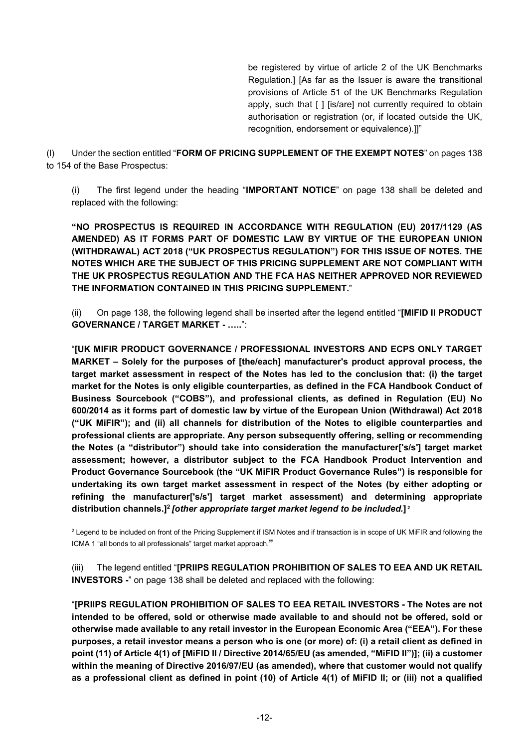be registered by virtue of article 2 of the UK Benchmarks Regulation.] [As far as the Issuer is aware the transitional provisions of Article 51 of the UK Benchmarks Regulation apply, such that [ ] [is/are] not currently required to obtain authorisation or registration (or, if located outside the UK, recognition, endorsement or equivalence).]]"

(l) Under the section entitled "**FORM OF PRICING SUPPLEMENT OF THE EXEMPT NOTES**" on pages 138 to 154 of the Base Prospectus:

(i) The first legend under the heading "**IMPORTANT NOTICE**" on page 138 shall be deleted and replaced with the following:

**"NO PROSPECTUS IS REQUIRED IN ACCORDANCE WITH REGULATION (EU) 2017/1129 (AS AMENDED) AS IT FORMS PART OF DOMESTIC LAW BY VIRTUE OF THE EUROPEAN UNION (WITHDRAWAL) ACT 2018 ("UK PROSPECTUS REGULATION") FOR THIS ISSUE OF NOTES. THE NOTES WHICH ARE THE SUBJECT OF THIS PRICING SUPPLEMENT ARE NOT COMPLIANT WITH THE UK PROSPECTUS REGULATION AND THE FCA HAS NEITHER APPROVED NOR REVIEWED THE INFORMATION CONTAINED IN THIS PRICING SUPPLEMENT.**"

(ii) On page 138, the following legend shall be inserted after the legend entitled "**[MIFID II PRODUCT GOVERNANCE / TARGET MARKET - …..**":

"**[UK MIFIR PRODUCT GOVERNANCE / PROFESSIONAL INVESTORS AND ECPS ONLY TARGET MARKET – Solely for the purposes of [the/each] manufacturer's product approval process, the target market assessment in respect of the Notes has led to the conclusion that: (i) the target market for the Notes is only eligible counterparties, as defined in the FCA Handbook Conduct of Business Sourcebook ("COBS"), and professional clients, as defined in Regulation (EU) No 600/2014 as it forms part of domestic law by virtue of the European Union (Withdrawal) Act 2018 ("UK MiFIR"); and (ii) all channels for distribution of the Notes to eligible counterparties and professional clients are appropriate. Any person subsequently offering, selling or recommending the Notes (a "distributor") should take into consideration the manufacturer['s/s'] target market assessment; however, a distributor subject to the FCA Handbook Product Intervention and Product Governance Sourcebook (the "UK MiFIR Product Governance Rules") is responsible for undertaking its own target market assessment in respect of the Notes (by either adopting or refining the manufacturer['s/s'] target market assessment) and determining appropriate distribution channels.][2] *[other appropriate target market legend to be included.]*[2]**

[2] Legend to be included on front of the Pricing Supplement if ISM Notes and if transaction is in scope of UK MiFIR and following the ICMA 1 "all bonds to all professionals" target market approach."

(iii) The legend entitled "**[PRIIPS REGULATION PROHIBITION OF SALES TO EEA AND UK RETAIL INVESTORS -**" on page 138 shall be deleted and replaced with the following:

"**[PRIIPS REGULATION PROHIBITION OF SALES TO EEA RETAIL INVESTORS - The Notes are not intended to be offered, sold or otherwise made available to and should not be offered, sold or otherwise made available to any retail investor in the European Economic Area ("EEA"). For these purposes, a retail investor means a person who is one (or more) of: (i) a retail client as defined in point (11) of Article 4(1) of [MiFID II / Directive 2014/65/EU (as amended, "MiFID II")]; (ii) a customer within the meaning of Directive 2016/97/EU (as amended), where that customer would not qualify as a professional client as defined in point (10) of Article 4(1) of MiFID II; or (iii) not a qualified**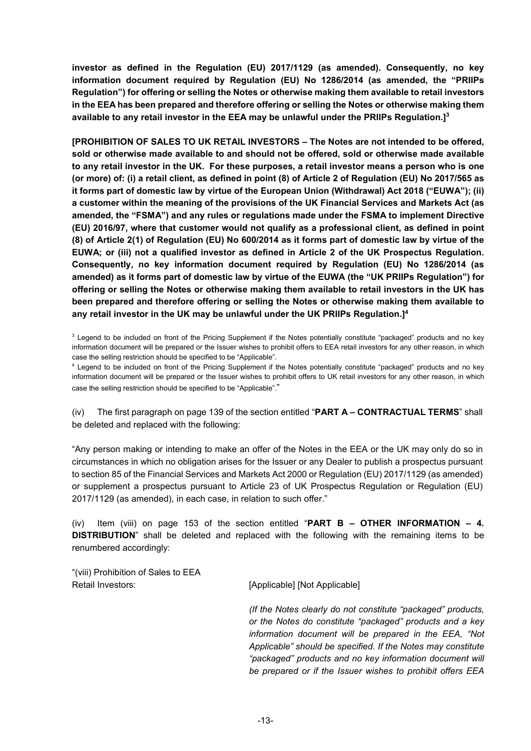**investor as defined in the Regulation (EU) 2017/1129 (as amended). Consequently, no key information document required by Regulation (EU) No 1286/2014 (as amended, the "PRIIPs Regulation") for offering or selling the Notes or otherwise making them available to retail investors in the EEA has been prepared and therefore offering or selling the Notes or otherwise making them available to any retail investor in the EEA may be unlawful under the PRIIPs Regulation.]**[3]

**[PROHIBITION OF SALES TO UK RETAIL INVESTORS – The Notes are not intended to be offered, sold or otherwise made available to and should not be offered, sold or otherwise made available to any retail investor in the UK. For these purposes, a retail investor means a person who is one (or more) of: (i) a retail client, as defined in point (8) of Article 2 of Regulation (EU) No 2017/565 as it forms part of domestic law by virtue of the European Union (Withdrawal) Act 2018 ("EUWA"); (ii) a customer within the meaning of the provisions of the UK Financial Services and Markets Act (as amended, the "FSMA") and any rules or regulations made under the FSMA to implement Directive (EU) 2016/97, where that customer would not qualify as a professional client, as defined in point (8) of Article 2(1) of Regulation (EU) No 600/2014 as it forms part of domestic law by virtue of the EUWA; or (iii) not a qualified investor as defined in Article 2 of the UK Prospectus Regulation. Consequently, no key information document required by Regulation (EU) No 1286/2014 (as amended) as it forms part of domestic law by virtue of the EUWA (the "UK PRIIPs Regulation") for offering or selling the Notes or otherwise making them available to retail investors in the UK has been prepared and therefore offering or selling the Notes or otherwise making them available to any retail investor in the UK may be unlawful under the UK PRIIPs Regulation.]**[4]

[3] Legend to be included on front of the Pricing Supplement if the Notes potentially constitute "packaged" products and no key information document will be prepared or the Issuer wishes to prohibit offers to EEA retail investors for any other reason, in which case the selling restriction should be specified to be "Applicable".

[4] Legend to be included on front of the Pricing Supplement if the Notes potentially constitute "packaged" products and no key information document will be prepared or the Issuer wishes to prohibit offers to UK retail investors for any other reason, in which case the selling restriction should be specified to be "Applicable"."

(iv) The first paragraph on page 139 of the section entitled "**PART A – CONTRACTUAL TERMS**" shall be deleted and replaced with the following:

"Any person making or intending to make an offer of the Notes in the EEA or the UK may only do so in circumstances in which no obligation arises for the Issuer or any Dealer to publish a prospectus pursuant to section 85 of the Financial Services and Markets Act 2000 or Regulation (EU) 2017/1129 (as amended) or supplement a prospectus pursuant to Article 23 of UK Prospectus Regulation or Regulation (EU) 2017/1129 (as amended), in each case, in relation to such offer."

(iv) Item (viii) on page 153 of the section entitled "**PART B – OTHER INFORMATION – 4. DISTRIBUTION**" shall be deleted and replaced with the following with the remaining items to be renumbered accordingly:

| | |
|---|---|
| "(viii) Prohibition of Sales to EEA Retail Investors: | [Applicable] [Not Applicable] |
| | *(If the Notes clearly do not constitute "packaged" products, or the Notes do constitute "packaged" products and a key information document will be prepared in the EEA, "Not Applicable" should be specified. If the Notes may constitute "packaged" products and no key information document will be prepared or if the Issuer wishes to prohibit offers EEA* |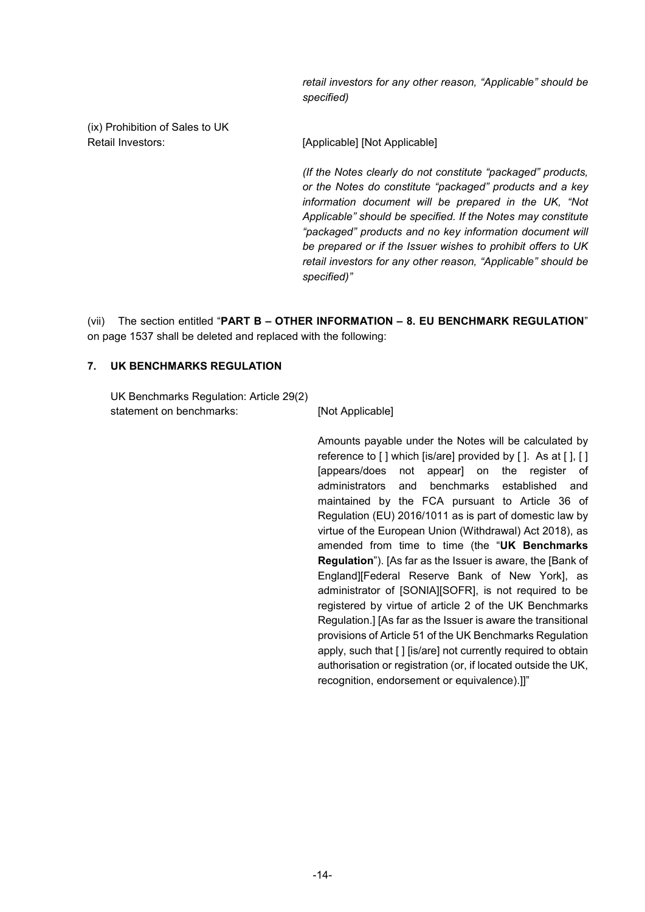*retail investors for any other reason, "Applicable" should be specified)*

(ix) Prohibition of Sales to UK Retail Investors: [Applicable] [Not Applicable]

*(If the Notes clearly do not constitute "packaged" products, or the Notes do constitute "packaged" products and a key information document will be prepared in the UK, "Not Applicable" should be specified. If the Notes may constitute "packaged" products and no key information document will be prepared or if the Issuer wishes to prohibit offers to UK retail investors for any other reason, "Applicable" should be specified)"*

(vii) The section entitled "**PART B – OTHER INFORMATION – 8. EU BENCHMARK REGULATION**" on page 1537 shall be deleted and replaced with the following:

**7. UK BENCHMARKS REGULATION**

UK Benchmarks Regulation: Article 29(2) statement on benchmarks: [Not Applicable]

Amounts payable under the Notes will be calculated by reference to [ ] which [is/are] provided by [ ]. As at [ ], [ ] [appears/does not appear] on the register of administrators and benchmarks established and maintained by the FCA pursuant to Article 36 of Regulation (EU) 2016/1011 as is part of domestic law by virtue of the European Union (Withdrawal) Act 2018), as amended from time to time (the "**UK Benchmarks Regulation**"). [As far as the Issuer is aware, the [Bank of England][Federal Reserve Bank of New York], as administrator of [SONIA][SOFR], is not required to be registered by virtue of article 2 of the UK Benchmarks Regulation.] [As far as the Issuer is aware the transitional provisions of Article 51 of the UK Benchmarks Regulation apply, such that [ ] [is/are] not currently required to obtain authorisation or registration (or, if located outside the UK, recognition, endorsement or equivalence).]]"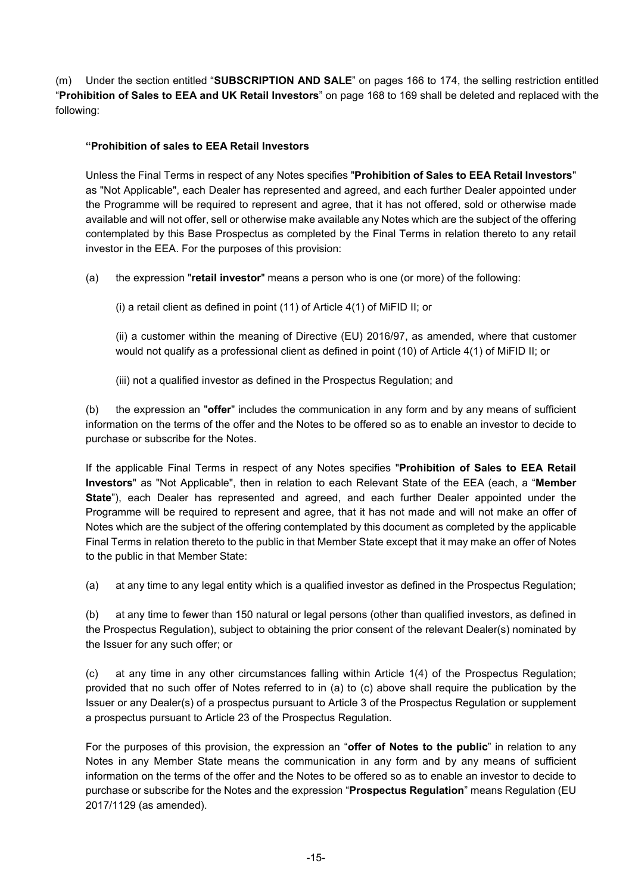(m) Under the section entitled "**SUBSCRIPTION AND SALE**" on pages 166 to 174, the selling restriction entitled "**Prohibition of Sales to EEA and UK Retail Investors**" on page 168 to 169 shall be deleted and replaced with the following:

**"Prohibition of sales to EEA Retail Investors**

Unless the Final Terms in respect of any Notes specifies "**Prohibition of Sales to EEA Retail Investors**" as "Not Applicable", each Dealer has represented and agreed, and each further Dealer appointed under the Programme will be required to represent and agree, that it has not offered, sold or otherwise made available and will not offer, sell or otherwise make available any Notes which are the subject of the offering contemplated by this Base Prospectus as completed by the Final Terms in relation thereto to any retail investor in the EEA. For the purposes of this provision:

(a) the expression "**retail investor**" means a person who is one (or more) of the following:

(i) a retail client as defined in point (11) of Article 4(1) of MiFID II; or

(ii) a customer within the meaning of Directive (EU) 2016/97, as amended, where that customer would not qualify as a professional client as defined in point (10) of Article 4(1) of MiFID II; or

(iii) not a qualified investor as defined in the Prospectus Regulation; and

(b) the expression an "**offer**" includes the communication in any form and by any means of sufficient information on the terms of the offer and the Notes to be offered so as to enable an investor to decide to purchase or subscribe for the Notes.

If the applicable Final Terms in respect of any Notes specifies "**Prohibition of Sales to EEA Retail Investors**" as "Not Applicable", then in relation to each Relevant State of the EEA (each, a "**Member State**"), each Dealer has represented and agreed, and each further Dealer appointed under the Programme will be required to represent and agree, that it has not made and will not make an offer of Notes which are the subject of the offering contemplated by this document as completed by the applicable Final Terms in relation thereto to the public in that Member State except that it may make an offer of Notes to the public in that Member State:

(a) at any time to any legal entity which is a qualified investor as defined in the Prospectus Regulation;

(b) at any time to fewer than 150 natural or legal persons (other than qualified investors, as defined in the Prospectus Regulation), subject to obtaining the prior consent of the relevant Dealer(s) nominated by the Issuer for any such offer; or

(c) at any time in any other circumstances falling within Article 1(4) of the Prospectus Regulation; provided that no such offer of Notes referred to in (a) to (c) above shall require the publication by the Issuer or any Dealer(s) of a prospectus pursuant to Article 3 of the Prospectus Regulation or supplement a prospectus pursuant to Article 23 of the Prospectus Regulation.

For the purposes of this provision, the expression an "**offer of Notes to the public**" in relation to any Notes in any Member State means the communication in any form and by any means of sufficient information on the terms of the offer and the Notes to be offered so as to enable an investor to decide to purchase or subscribe for the Notes and the expression "**Prospectus Regulation**" means Regulation (EU 2017/1129 (as amended).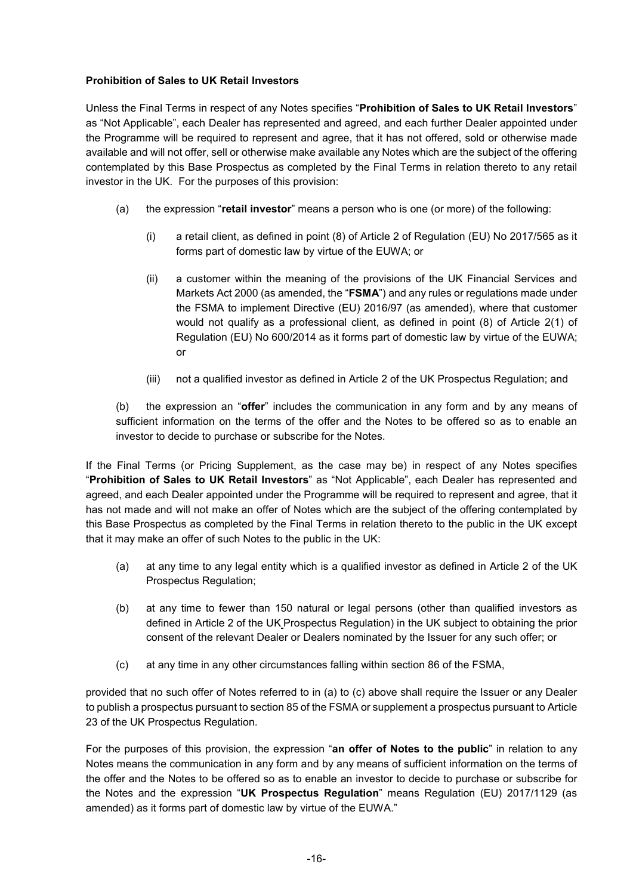**Prohibition of Sales to UK Retail Investors**

Unless the Final Terms in respect of any Notes specifies "**Prohibition of Sales to UK Retail Investors**" as "Not Applicable", each Dealer has represented and agreed, and each further Dealer appointed under the Programme will be required to represent and agree, that it has not offered, sold or otherwise made available and will not offer, sell or otherwise make available any Notes which are the subject of the offering contemplated by this Base Prospectus as completed by the Final Terms in relation thereto to any retail investor in the UK. For the purposes of this provision:

(a) the expression "**retail investor**" means a person who is one (or more) of the following:

(i) a retail client, as defined in point (8) of Article 2 of Regulation (EU) No 2017/565 as it forms part of domestic law by virtue of the EUWA; or

(ii) a customer within the meaning of the provisions of the UK Financial Services and Markets Act 2000 (as amended, the "**FSMA**") and any rules or regulations made under the FSMA to implement Directive (EU) 2016/97 (as amended), where that customer would not qualify as a professional client, as defined in point (8) of Article 2(1) of Regulation (EU) No 600/2014 as it forms part of domestic law by virtue of the EUWA; or

(iii) not a qualified investor as defined in Article 2 of the UK Prospectus Regulation; and

(b) the expression an "**offer**" includes the communication in any form and by any means of sufficient information on the terms of the offer and the Notes to be offered so as to enable an investor to decide to purchase or subscribe for the Notes.

If the Final Terms (or Pricing Supplement, as the case may be) in respect of any Notes specifies "**Prohibition of Sales to UK Retail Investors**" as "Not Applicable", each Dealer has represented and agreed, and each Dealer appointed under the Programme will be required to represent and agree, that it has not made and will not make an offer of Notes which are the subject of the offering contemplated by this Base Prospectus as completed by the Final Terms in relation thereto to the public in the UK except that it may make an offer of such Notes to the public in the UK:

(a) at any time to any legal entity which is a qualified investor as defined in Article 2 of the UK Prospectus Regulation;

(b) at any time to fewer than 150 natural or legal persons (other than qualified investors as defined in Article 2 of the UK Prospectus Regulation) in the UK subject to obtaining the prior consent of the relevant Dealer or Dealers nominated by the Issuer for any such offer; or

(c) at any time in any other circumstances falling within section 86 of the FSMA,

provided that no such offer of Notes referred to in (a) to (c) above shall require the Issuer or any Dealer to publish a prospectus pursuant to section 85 of the FSMA or supplement a prospectus pursuant to Article 23 of the UK Prospectus Regulation.

For the purposes of this provision, the expression "**an offer of Notes to the public**" in relation to any Notes means the communication in any form and by any means of sufficient information on the terms of the offer and the Notes to be offered so as to enable an investor to decide to purchase or subscribe for the Notes and the expression "**UK Prospectus Regulation**" means Regulation (EU) 2017/1129 (as amended) as it forms part of domestic law by virtue of the EUWA."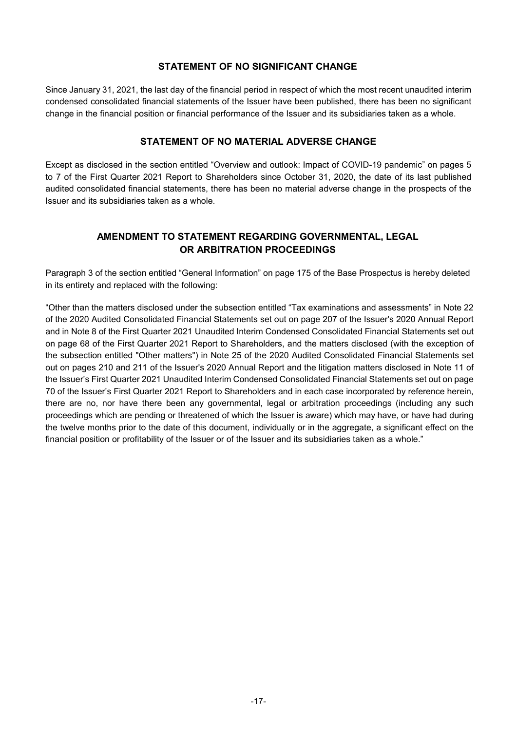## STATEMENT OF NO SIGNIFICANT CHANGE

Since January 31, 2021, the last day of the financial period in respect of which the most recent unaudited interim condensed consolidated financial statements of the Issuer have been published, there has been no significant change in the financial position or financial performance of the Issuer and its subsidiaries taken as a whole.

## STATEMENT OF NO MATERIAL ADVERSE CHANGE

Except as disclosed in the section entitled "Overview and outlook: Impact of COVID-19 pandemic" on pages 5 to 7 of the First Quarter 2021 Report to Shareholders since October 31, 2020, the date of its last published audited consolidated financial statements, there has been no material adverse change in the prospects of the Issuer and its subsidiaries taken as a whole.

## AMENDMENT TO STATEMENT REGARDING GOVERNMENTAL, LEGAL OR ARBITRATION PROCEEDINGS

Paragraph 3 of the section entitled "General Information" on page 175 of the Base Prospectus is hereby deleted in its entirety and replaced with the following:

"Other than the matters disclosed under the subsection entitled "Tax examinations and assessments" in Note 22 of the 2020 Audited Consolidated Financial Statements set out on page 207 of the Issuer's 2020 Annual Report and in Note 8 of the First Quarter 2021 Unaudited Interim Condensed Consolidated Financial Statements set out on page 68 of the First Quarter 2021 Report to Shareholders, and the matters disclosed (with the exception of the subsection entitled "Other matters") in Note 25 of the 2020 Audited Consolidated Financial Statements set out on pages 210 and 211 of the Issuer's 2020 Annual Report and the litigation matters disclosed in Note 11 of the Issuer's First Quarter 2021 Unaudited Interim Condensed Consolidated Financial Statements set out on page 70 of the Issuer's First Quarter 2021 Report to Shareholders and in each case incorporated by reference herein, there are no, nor have there been any governmental, legal or arbitration proceedings (including any such proceedings which are pending or threatened of which the Issuer is aware) which may have, or have had during the twelve months prior to the date of this document, individually or in the aggregate, a significant effect on the financial position or profitability of the Issuer or of the Issuer and its subsidiaries taken as a whole."